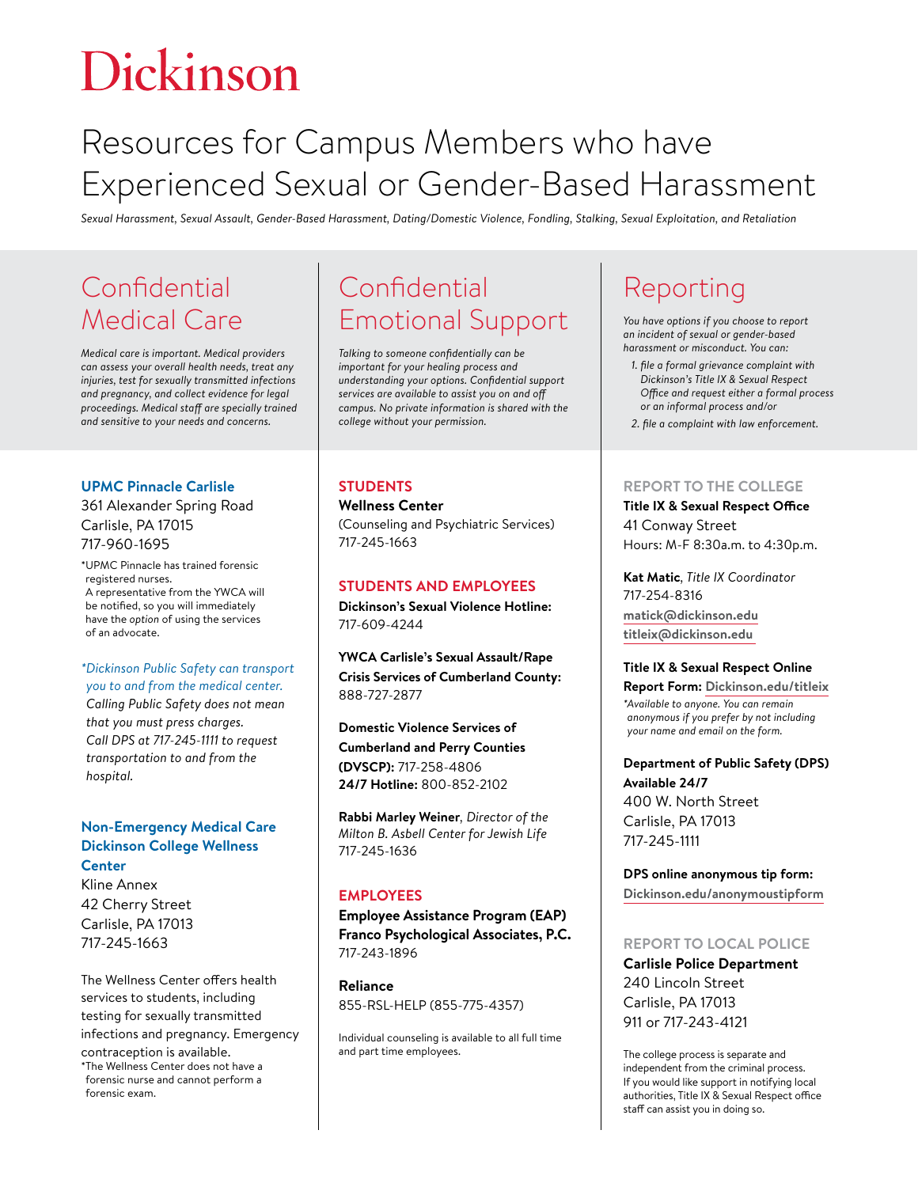# Dickinson

# Resources for Campus Members who have Experienced Sexual or Gender-Based Harassment

*Sexual Harassment, Sexual Assault, Gender-Based Harassment, Dating/Domestic Violence, Fondling, Stalking, Sexual Exploitation, and Retaliation*

## Confidential Medical Care

*Medical care is important. Medical providers can assess your overall health needs, treat any injuries, test for sexually transmitted infections and pregnancy, and collect evidence for legal proceedings. Medical staff are specially trained and sensitive to your needs and concerns.*

**UPMC Pinnacle Carlisle**
361 Alexander Spring Road
Carlisle, PA 17015
717-960-1695

*UPMC Pinnacle has trained forensic registered nurses.
A representative from the YWCA will be notified, so you will immediately have the *option* of using the services of an advocate.

*\*Dickinson Public Safety can transport you to and from the medical center. Calling Public Safety does not mean that you must press charges. Call DPS at 717-245-1111 to request transportation to and from the hospital.*

**Non-Emergency Medical Care Dickinson College Wellness Center**
Kline Annex
42 Cherry Street
Carlisle, PA 17013
717-245-1663

The Wellness Center offers health services to students, including testing for sexually transmitted infections and pregnancy. Emergency contraception is available.
*The Wellness Center does not have a forensic nurse and cannot perform a forensic exam.

## Confidential Emotional Support

*Talking to someone confidentially can be important for your healing process and understanding your options. Confidential support services are available to assist you on and off campus. No private information is shared with the college without your permission.*

### STUDENTS

**Wellness Center**
(Counseling and Psychiatric Services)
717-245-1663

### STUDENTS AND EMPLOYEES

**Dickinson's Sexual Violence Hotline:**
717-609-4244

**YWCA Carlisle's Sexual Assault/Rape Crisis Services of Cumberland County:**
888-727-2877

**Domestic Violence Services of Cumberland and Perry Counties (DVSCP):** 717-258-4806
**24/7 Hotline:** 800-852-2102

**Rabbi Marley Weiner**, *Director of the Milton B. Asbell Center for Jewish Life*
717-245-1636

### EMPLOYEES

**Employee Assistance Program (EAP) Franco Psychological Associates, P.C.**
717-243-1896

**Reliance**
855-RSL-HELP (855-775-4357)

Individual counseling is available to all full time and part time employees.

## Reporting

*You have options if you choose to report an incident of sexual or gender-based harassment or misconduct. You can:*

1. *file a formal grievance complaint with Dickinson's Title IX & Sexual Respect Office and request either a formal process or an informal process and/or*
2. *file a complaint with law enforcement.*

### REPORT TO THE COLLEGE

**Title IX & Sexual Respect Office**
41 Conway Street
Hours: M-F 8:30a.m. to 4:30p.m.

**Kat Matic**, *Title IX Coordinator*
717-254-8316
matick@dickinson.edu
titleix@dickinson.edu

**Title IX & Sexual Respect Online Report Form: Dickinson.edu/titleix**
*\*Available to anyone. You can remain anonymous if you prefer by not including your name and email on the form.*

**Department of Public Safety (DPS) Available 24/7**
400 W. North Street
Carlisle, PA 17013
717-245-1111

**DPS online anonymous tip form:**
**Dickinson.edu/anonymoustipform**

### REPORT TO LOCAL POLICE

**Carlisle Police Department**
240 Lincoln Street
Carlisle, PA 17013
911 or 717-243-4121

The college process is separate and independent from the criminal process. If you would like support in notifying local authorities, Title IX & Sexual Respect office staff can assist you in doing so.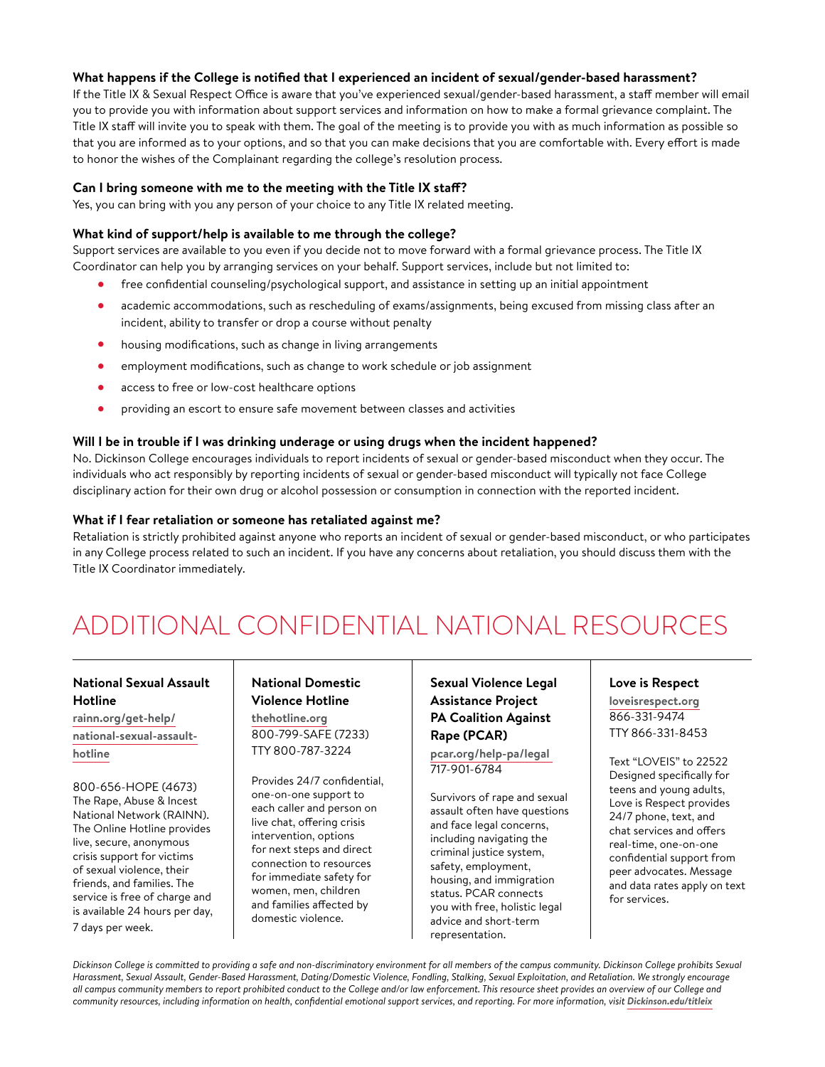**What happens if the College is notified that I experienced an incident of sexual/gender-based harassment?**

If the Title IX & Sexual Respect Office is aware that you've experienced sexual/gender-based harassment, a staff member will email you to provide you with information about support services and information on how to make a formal grievance complaint. The Title IX staff will invite you to speak with them. The goal of the meeting is to provide you with as much information as possible so that you are informed as to your options, and so that you can make decisions that you are comfortable with. Every effort is made to honor the wishes of the Complainant regarding the college's resolution process.

**Can I bring someone with me to the meeting with the Title IX staff?**

Yes, you can bring with you any person of your choice to any Title IX related meeting.

**What kind of support/help is available to me through the college?**

Support services are available to you even if you decide not to move forward with a formal grievance process. The Title IX Coordinator can help you by arranging services on your behalf. Support services, include but not limited to:

- free confidential counseling/psychological support, and assistance in setting up an initial appointment
- academic accommodations, such as rescheduling of exams/assignments, being excused from missing class after an incident, ability to transfer or drop a course without penalty
- housing modifications, such as change in living arrangements
- employment modifications, such as change to work schedule or job assignment
- access to free or low-cost healthcare options
- providing an escort to ensure safe movement between classes and activities

**Will I be in trouble if I was drinking underage or using drugs when the incident happened?**

No. Dickinson College encourages individuals to report incidents of sexual or gender-based misconduct when they occur. The individuals who act responsibly by reporting incidents of sexual or gender-based misconduct will typically not face College disciplinary action for their own drug or alcohol possession or consumption in connection with the reported incident.

**What if I fear retaliation or someone has retaliated against me?**

Retaliation is strictly prohibited against anyone who reports an incident of sexual or gender-based misconduct, or who participates in any College process related to such an incident. If you have any concerns about retaliation, you should discuss them with the Title IX Coordinator immediately.

# ADDITIONAL CONFIDENTIAL NATIONAL RESOURCES

**National Sexual Assault Hotline**

**rainn.org/get-help/national-sexual-assault-hotline**

800-656-HOPE (4673)
The Rape, Abuse & Incest National Network (RAINN). The Online Hotline provides live, secure, anonymous crisis support for victims of sexual violence, their friends, and families. The service is free of charge and is available 24 hours per day, 7 days per week.

**National Domestic Violence Hotline**

**thehotline.org**
800-799-SAFE (7233)
TTY 800-787-3224

Provides 24/7 confidential, one-on-one support to each caller and person on live chat, offering crisis intervention, options for next steps and direct connection to resources for immediate safety for women, men, children and families affected by domestic violence.

**Sexual Violence Legal Assistance Project PA Coalition Against Rape (PCAR)**

**pcar.org/help-pa/legal**
717-901-6784

Survivors of rape and sexual assault often have questions and face legal concerns, including navigating the criminal justice system, safety, employment, housing, and immigration status. PCAR connects you with free, holistic legal advice and short-term representation.

**Love is Respect**

**loveisrespect.org**
866-331-9474
TTY 866-331-8453

Text "LOVEIS" to 22522
Designed specifically for teens and young adults, Love is Respect provides 24/7 phone, text, and chat services and offers real-time, one-on-one confidential support from peer advocates. Message and data rates apply on text for services.

*Dickinson College is committed to providing a safe and non-discriminatory environment for all members of the campus community. Dickinson College prohibits Sexual Harassment, Sexual Assault, Gender-Based Harassment, Dating/Domestic Violence, Fondling, Stalking, Sexual Exploitation, and Retaliation. We strongly encourage all campus community members to report prohibited conduct to the College and/or law enforcement. This resource sheet provides an overview of our College and community resources, including information on health, confidential emotional support services, and reporting. For more information, visit* ***Dickinson.edu/titleix***